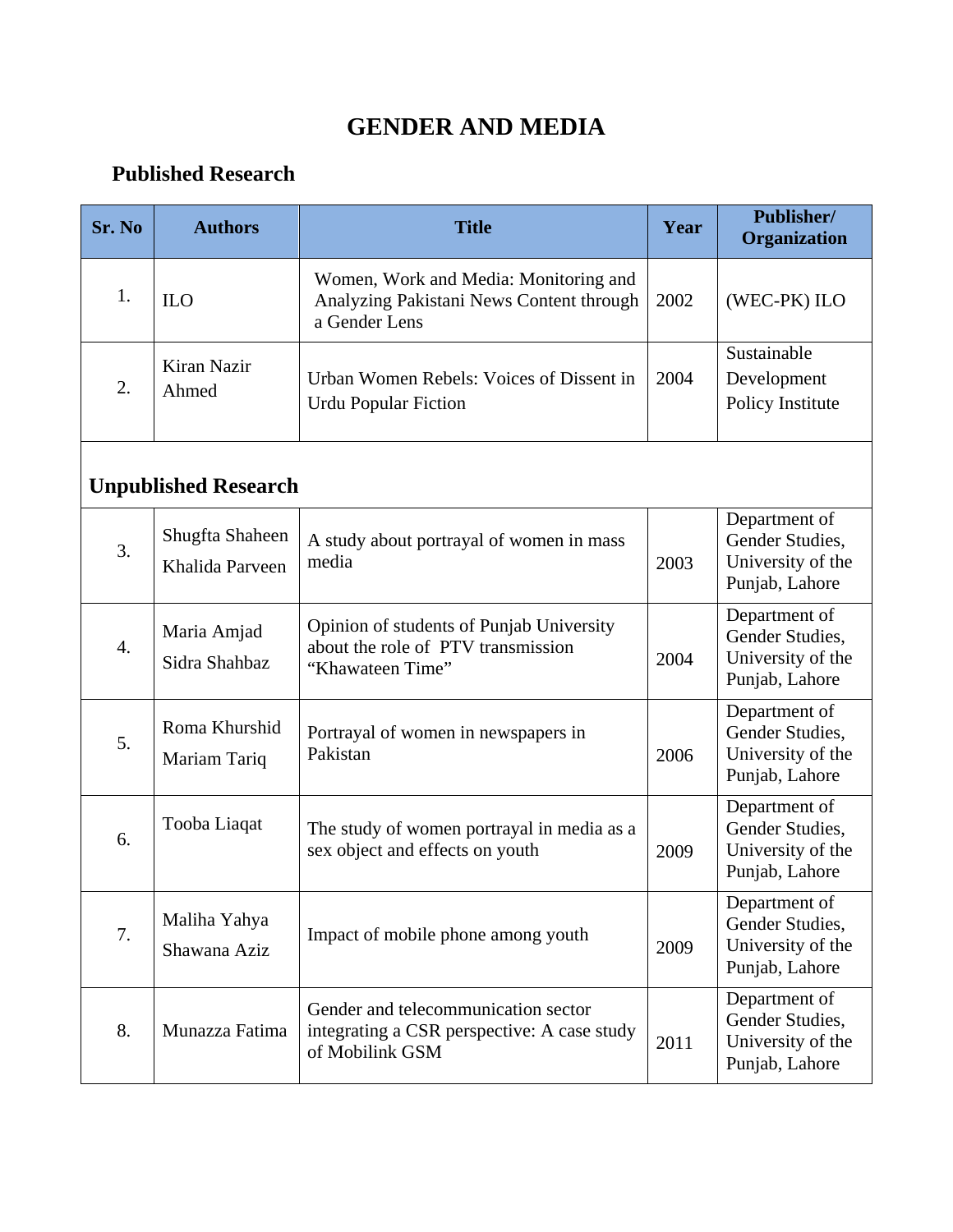# GENDER AND MEDIA

## Published Research

| Sr. No | Authors | Title | Year | Publisher/ Organization |
|---|---|---|---|---|
| 1. | ILO | Women, Work and Media: Monitoring and Analyzing Pakistani News Content through a Gender Lens | 2002 | (WEC-PK) ILO |
| 2. | Kiran Nazir Ahmed | Urban Women Rebels: Voices of Dissent in Urdu Popular Fiction | 2004 | Sustainable Development Policy Institute |
| **Unpublished Research** | | | | |
| 3. | Shugfta Shaheen<br>Khalida Parveen | A study about portrayal of women in mass media | 2003 | Department of Gender Studies, University of the Punjab, Lahore |
| 4. | Maria Amjad<br>Sidra Shahbaz | Opinion of students of Punjab University about the role of PTV transmission "Khawateen Time" | 2004 | Department of Gender Studies, University of the Punjab, Lahore |
| 5. | Roma Khurshid<br>Mariam Tariq | Portrayal of women in newspapers in Pakistan | 2006 | Department of Gender Studies, University of the Punjab, Lahore |
| 6. | Tooba Liaqat | The study of women portrayal in media as a sex object and effects on youth | 2009 | Department of Gender Studies, University of the Punjab, Lahore |
| 7. | Maliha Yahya<br>Shawana Aziz | Impact of mobile phone among youth | 2009 | Department of Gender Studies, University of the Punjab, Lahore |
| 8. | Munazza Fatima | Gender and telecommunication sector integrating a CSR perspective: A case study of Mobilink GSM | 2011 | Department of Gender Studies, University of the Punjab, Lahore |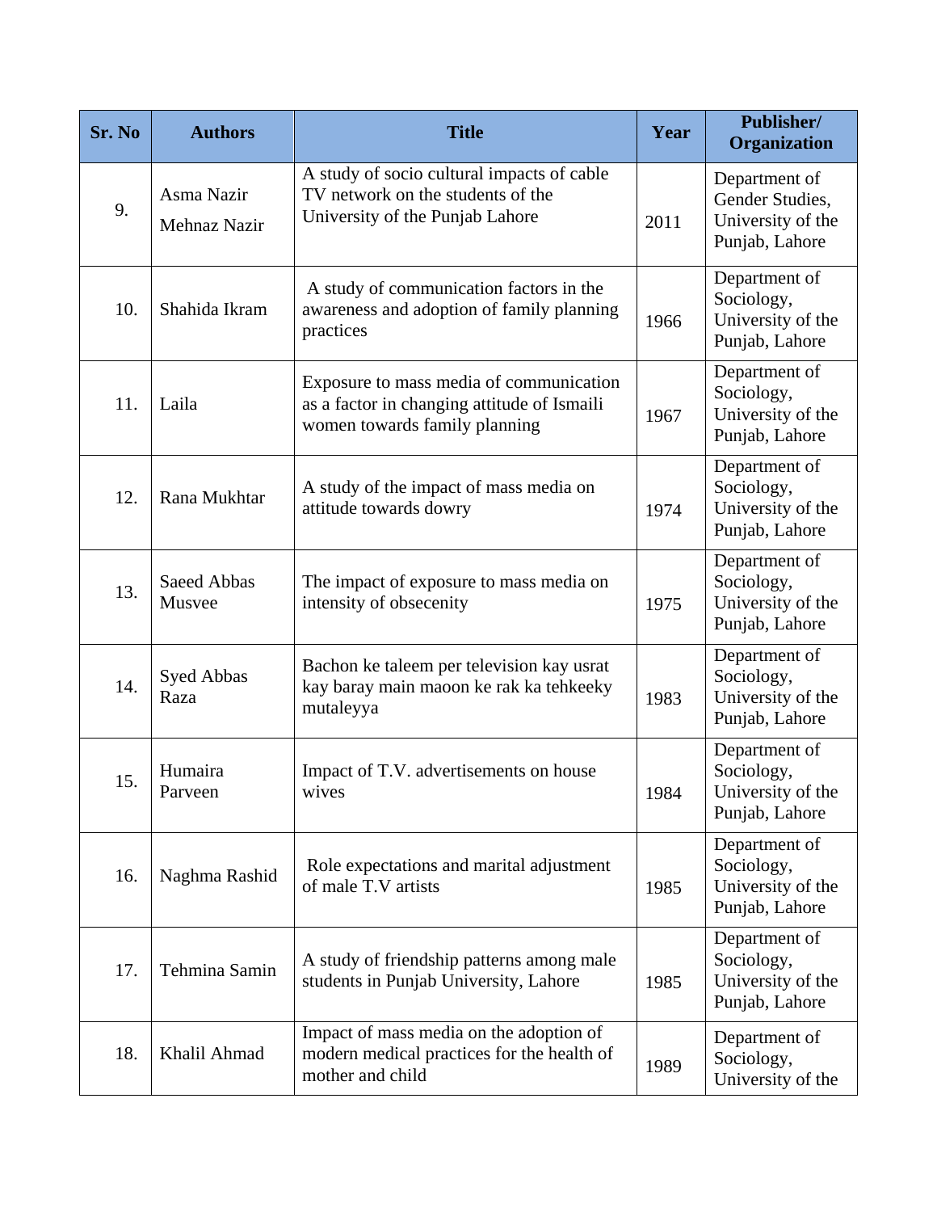| Sr. No | Authors | Title | Year | Publisher/ Organization |
|---|---|---|---|---|
| 9. | Asma Nazir Mehnaz Nazir | A study of socio cultural impacts of cable TV network on the students of the University of the Punjab Lahore | 2011 | Department of Gender Studies, University of the Punjab, Lahore |
| 10. | Shahida Ikram | A study of communication factors in the awareness and adoption of family planning practices | 1966 | Department of Sociology, University of the Punjab, Lahore |
| 11. | Laila | Exposure to mass media of communication as a factor in changing attitude of Ismaili women towards family planning | 1967 | Department of Sociology, University of the Punjab, Lahore |
| 12. | Rana Mukhtar | A study of the impact of mass media on attitude towards dowry | 1974 | Department of Sociology, University of the Punjab, Lahore |
| 13. | Saeed Abbas Musvee | The impact of exposure to mass media on intensity of obsecenity | 1975 | Department of Sociology, University of the Punjab, Lahore |
| 14. | Syed Abbas Raza | Bachon ke taleem per television kay usrat kay baray main maoon ke rak ka tehkeeky mutaleyya | 1983 | Department of Sociology, University of the Punjab, Lahore |
| 15. | Humaira Parveen | Impact of T.V. advertisements on house wives | 1984 | Department of Sociology, University of the Punjab, Lahore |
| 16. | Naghma Rashid | Role expectations and marital adjustment of male T.V artists | 1985 | Department of Sociology, University of the Punjab, Lahore |
| 17. | Tehmina Samin | A study of friendship patterns among male students in Punjab University, Lahore | 1985 | Department of Sociology, University of the Punjab, Lahore |
| 18. | Khalil Ahmad | Impact of mass media on the adoption of modern medical practices for the health of mother and child | 1989 | Department of Sociology, University of the |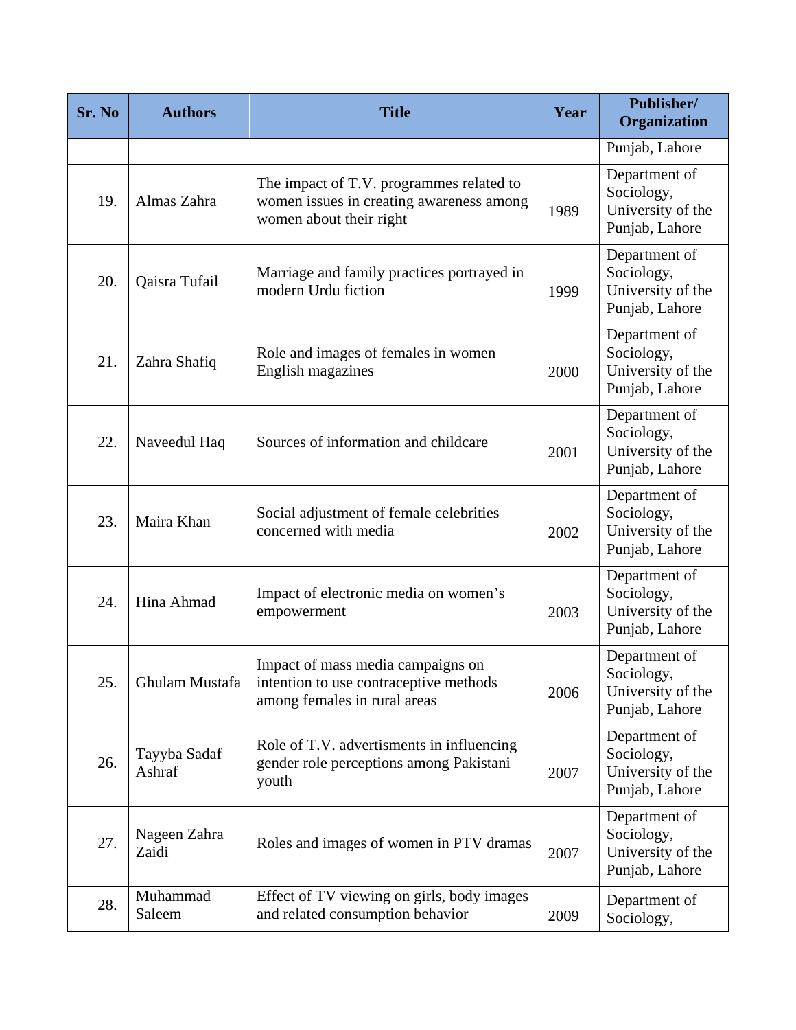| Sr. No | Authors | Title | Year | Publisher/ Organization |
|---|---|---|---|---|
| | | | | Punjab, Lahore |
| 19. | Almas Zahra | The impact of T.V. programmes related to women issues in creating awareness among women about their right | 1989 | Department of Sociology, University of the Punjab, Lahore |
| 20. | Qaisra Tufail | Marriage and family practices portrayed in modern Urdu fiction | 1999 | Department of Sociology, University of the Punjab, Lahore |
| 21. | Zahra Shafiq | Role and images of females in women English magazines | 2000 | Department of Sociology, University of the Punjab, Lahore |
| 22. | Naveedul Haq | Sources of information and childcare | 2001 | Department of Sociology, University of the Punjab, Lahore |
| 23. | Maira Khan | Social adjustment of female celebrities concerned with media | 2002 | Department of Sociology, University of the Punjab, Lahore |
| 24. | Hina Ahmad | Impact of electronic media on women's empowerment | 2003 | Department of Sociology, University of the Punjab, Lahore |
| 25. | Ghulam Mustafa | Impact of mass media campaigns on intention to use contraceptive methods among females in rural areas | 2006 | Department of Sociology, University of the Punjab, Lahore |
| 26. | Tayyba Sadaf Ashraf | Role of T.V. advertisments in influencing gender role perceptions among Pakistani youth | 2007 | Department of Sociology, University of the Punjab, Lahore |
| 27. | Nageen Zahra Zaidi | Roles and images of women in PTV dramas | 2007 | Department of Sociology, University of the Punjab, Lahore |
| 28. | Muhammad Saleem | Effect of TV viewing on girls, body images and related consumption behavior | 2009 | Department of Sociology, |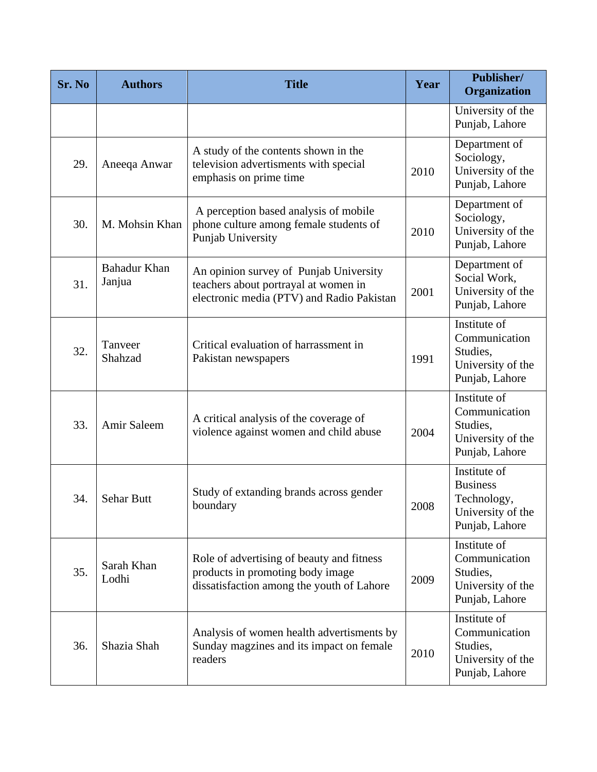| Sr. No | Authors | Title | Year | Publisher/ Organization |
|---|---|---|---|---|
| | | | | University of the Punjab, Lahore |
| 29. | Aneeqa Anwar | A study of the contents shown in the television advertisments with special emphasis on prime time | 2010 | Department of Sociology, University of the Punjab, Lahore |
| 30. | M. Mohsin Khan | A perception based analysis of mobile phone culture among female students of Punjab University | 2010 | Department of Sociology, University of the Punjab, Lahore |
| 31. | Bahadur Khan Janjua | An opinion survey of Punjab University teachers about portrayal at women in electronic media (PTV) and Radio Pakistan | 2001 | Department of Social Work, University of the Punjab, Lahore |
| 32. | Tanveer Shahzad | Critical evaluation of harrassment in Pakistan newspapers | 1991 | Institute of Communication Studies, University of the Punjab, Lahore |
| 33. | Amir Saleem | A critical analysis of the coverage of violence against women and child abuse | 2004 | Institute of Communication Studies, University of the Punjab, Lahore |
| 34. | Sehar Butt | Study of extanding brands across gender boundary | 2008 | Institute of Business Technology, University of the Punjab, Lahore |
| 35. | Sarah Khan Lodhi | Role of advertising of beauty and fitness products in promoting body image dissatisfaction among the youth of Lahore | 2009 | Institute of Communication Studies, University of the Punjab, Lahore |
| 36. | Shazia Shah | Analysis of women health advertisments by Sunday magzines and its impact on female readers | 2010 | Institute of Communication Studies, University of the Punjab, Lahore |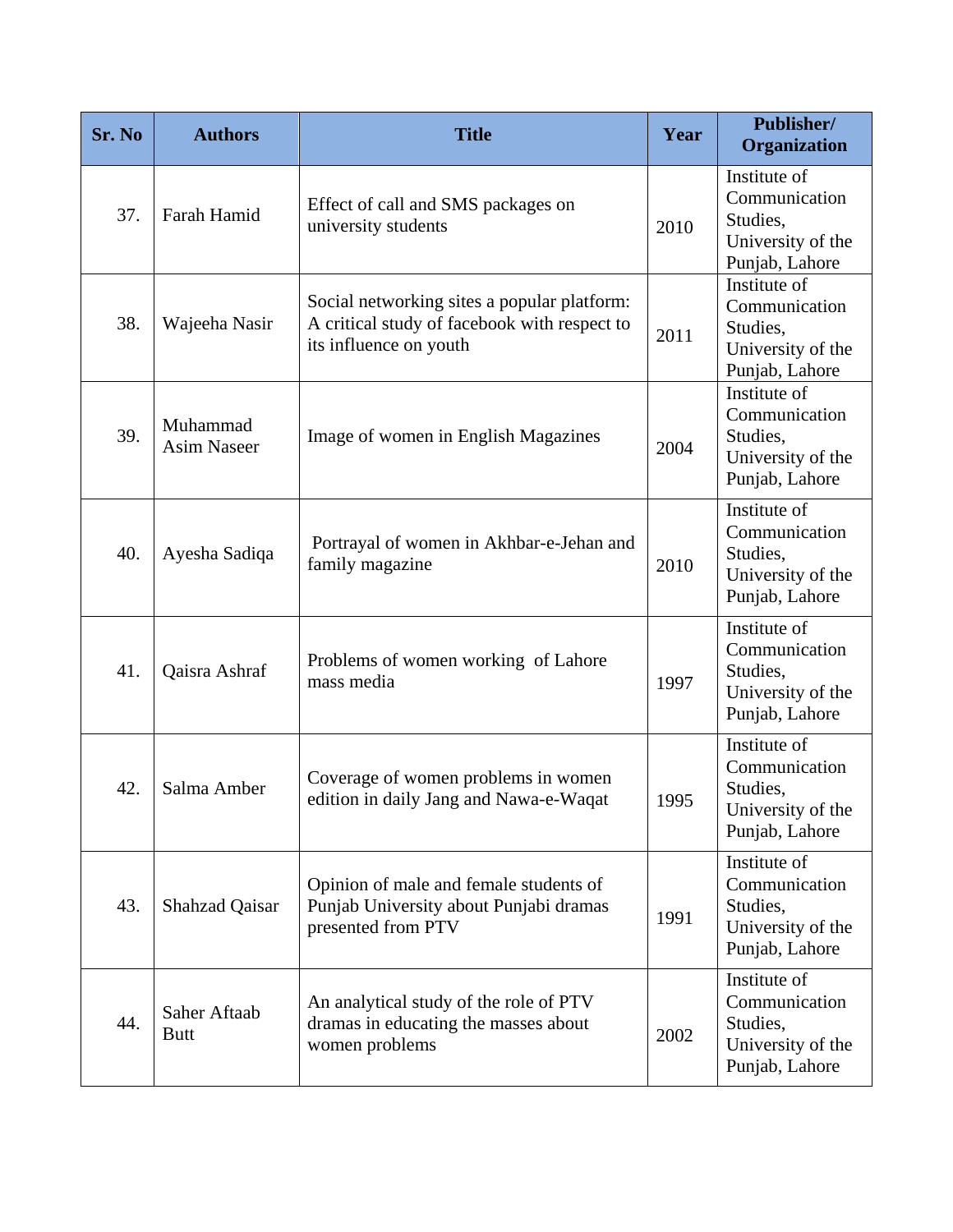| Sr. No | Authors | Title | Year | Publisher/ Organization |
|---|---|---|---|---|
| 37. | Farah Hamid | Effect of call and SMS packages on university students | 2010 | Institute of Communication Studies, University of the Punjab, Lahore |
| 38. | Wajeeha Nasir | Social networking sites a popular platform: A critical study of facebook with respect to its influence on youth | 2011 | Institute of Communication Studies, University of the Punjab, Lahore |
| 39. | Muhammad Asim Naseer | Image of women in English Magazines | 2004 | Institute of Communication Studies, University of the Punjab, Lahore |
| 40. | Ayesha Sadiqa | Portrayal of women in Akhbar-e-Jehan and family magazine | 2010 | Institute of Communication Studies, University of the Punjab, Lahore |
| 41. | Qaisra Ashraf | Problems of women working of Lahore mass media | 1997 | Institute of Communication Studies, University of the Punjab, Lahore |
| 42. | Salma Amber | Coverage of women problems in women edition in daily Jang and Nawa-e-Waqat | 1995 | Institute of Communication Studies, University of the Punjab, Lahore |
| 43. | Shahzad Qaisar | Opinion of male and female students of Punjab University about Punjabi dramas presented from PTV | 1991 | Institute of Communication Studies, University of the Punjab, Lahore |
| 44. | Saher Aftaab Butt | An analytical study of the role of PTV dramas in educating the masses about women problems | 2002 | Institute of Communication Studies, University of the Punjab, Lahore |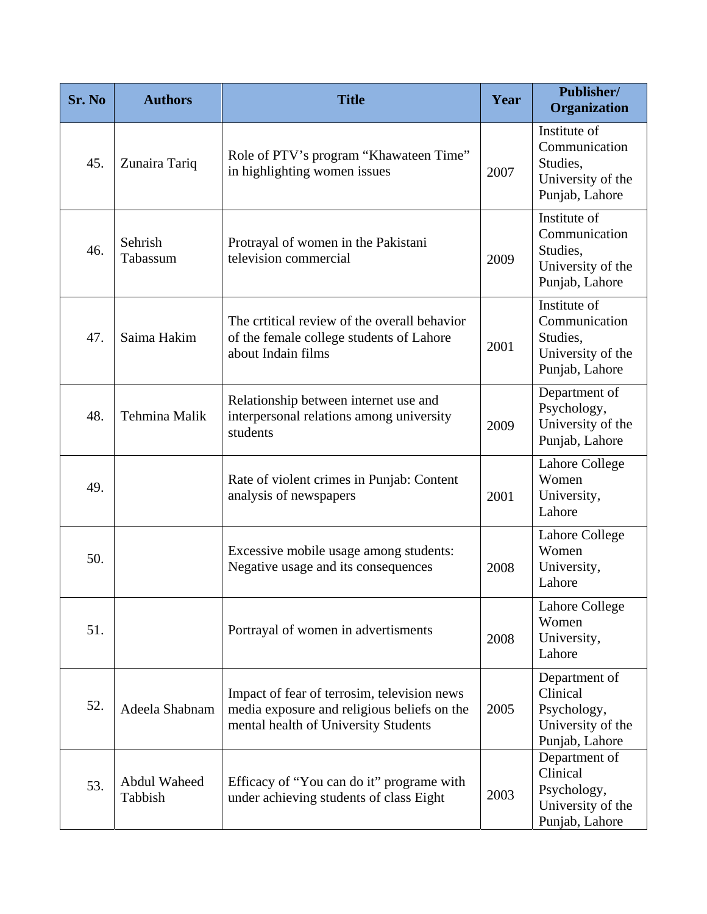| Sr. No | Authors | Title | Year | Publisher/ Organization |
|---|---|---|---|---|
| 45. | Zunaira Tariq | Role of PTV's program "Khawateen Time" in highlighting women issues | 2007 | Institute of Communication Studies, University of the Punjab, Lahore |
| 46. | Sehrish Tabassum | Protrayal of women in the Pakistani television commercial | 2009 | Institute of Communication Studies, University of the Punjab, Lahore |
| 47. | Saima Hakim | The crtitical review of the overall behavior of the female college students of Lahore about Indain films | 2001 | Institute of Communication Studies, University of the Punjab, Lahore |
| 48. | Tehmina Malik | Relationship between internet use and interpersonal relations among university students | 2009 | Department of Psychology, University of the Punjab, Lahore |
| 49. | | Rate of violent crimes in Punjab: Content analysis of newspapers | 2001 | Lahore College Women University, Lahore |
| 50. | | Excessive mobile usage among students: Negative usage and its consequences | 2008 | Lahore College Women University, Lahore |
| 51. | | Portrayal of women in advertisments | 2008 | Lahore College Women University, Lahore |
| 52. | Adeela Shabnam | Impact of fear of terrosim, television news media exposure and religious beliefs on the mental health of University Students | 2005 | Department of Clinical Psychology, University of the Punjab, Lahore |
| 53. | Abdul Waheed Tabbish | Efficacy of "You can do it" programe with under achieving students of class Eight | 2003 | Department of Clinical Psychology, University of the Punjab, Lahore |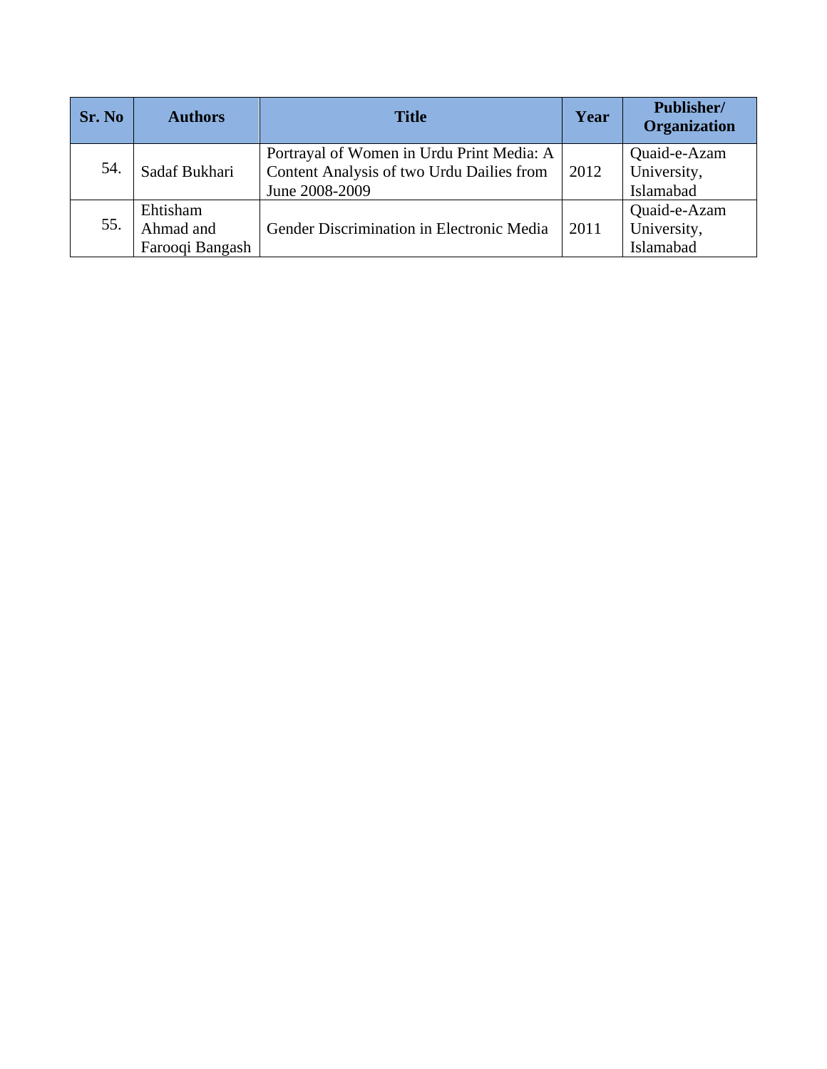| Sr. No | Authors | Title | Year | Publisher/ Organization |
|---|---|---|---|---|
| 54. | Sadaf Bukhari | Portrayal of Women in Urdu Print Media: A Content Analysis of two Urdu Dailies from June 2008-2009 | 2012 | Quaid-e-Azam University, Islamabad |
| 55. | Ehtisham Ahmad and Farooqi Bangash | Gender Discrimination in Electronic Media | 2011 | Quaid-e-Azam University, Islamabad |